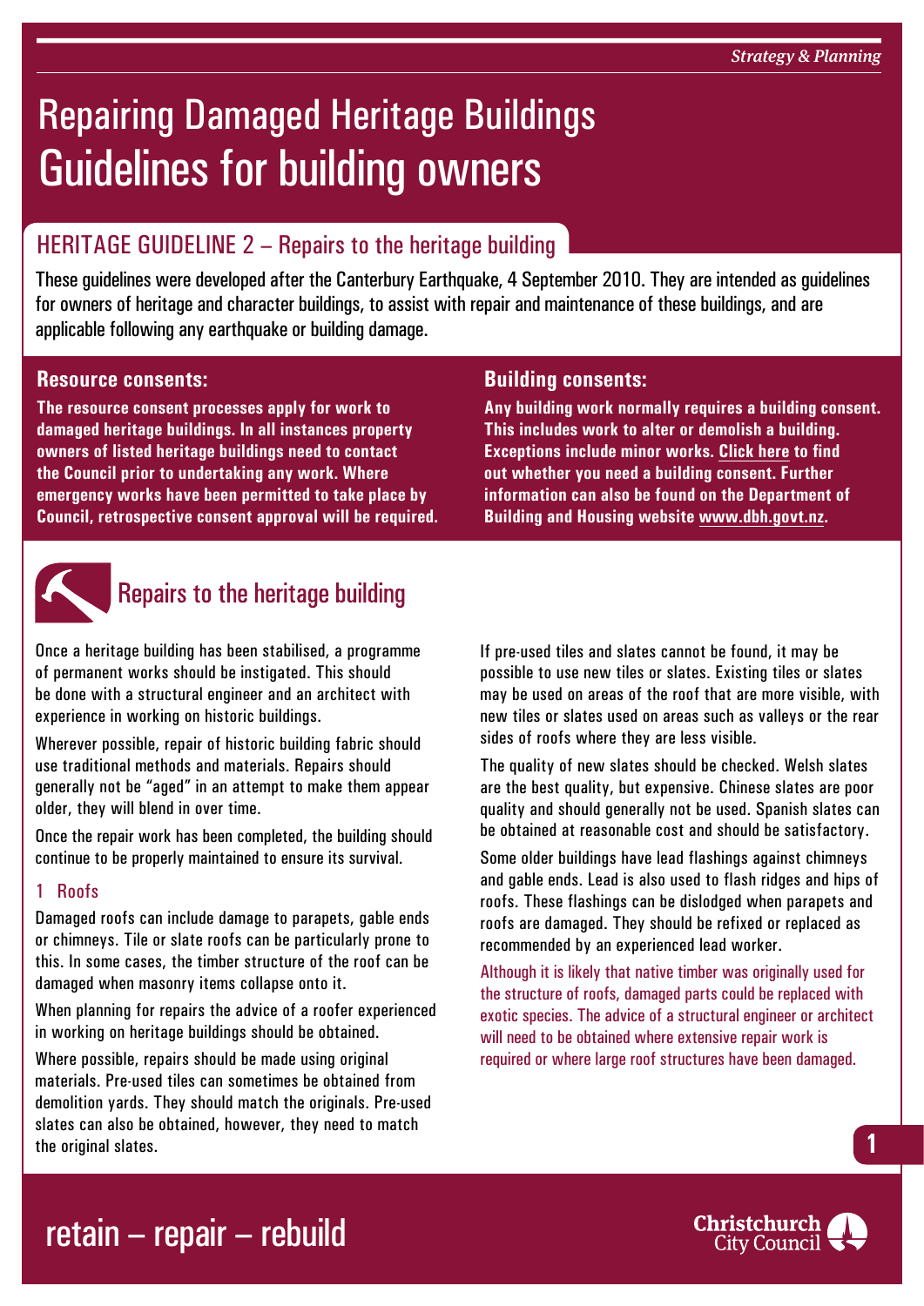*Strategy & Planning*

# Repairing Damaged Heritage Buildings Guidelines for building owners

## HERITAGE GUIDELINE 2 – Repairs to the heritage building

These guidelines were developed after the Canterbury Earthquake, 4 September 2010. They are intended as guidelines for owners of heritage and character buildings, to assist with repair and maintenance of these buildings, and are applicable following any earthquake or building damage.

### Resource consents:

**The resource consent processes apply for work to damaged heritage buildings. In all instances property owners of listed heritage buildings need to contact the Council prior to undertaking any work. Where emergency works have been permitted to take place by Council, retrospective consent approval will be required.**

### Building consents:

**Any building work normally requires a building consent. This includes work to alter or demolish a building. Exceptions include minor works. Click here to find out whether you need a building consent. Further information can also be found on the Department of Building and Housing website www.dbh.govt.nz.**

## Repairs to the heritage building

Once a heritage building has been stabilised, a programme of permanent works should be instigated. This should be done with a structural engineer and an architect with experience in working on historic buildings.

Wherever possible, repair of historic building fabric should use traditional methods and materials. Repairs should generally not be "aged" in an attempt to make them appear older, they will blend in over time.

Once the repair work has been completed, the building should continue to be properly maintained to ensure its survival.

### 1 Roofs

Damaged roofs can include damage to parapets, gable ends or chimneys. Tile or slate roofs can be particularly prone to this. In some cases, the timber structure of the roof can be damaged when masonry items collapse onto it.

When planning for repairs the advice of a roofer experienced in working on heritage buildings should be obtained.

Where possible, repairs should be made using original materials. Pre-used tiles can sometimes be obtained from demolition yards. They should match the originals. Pre-used slates can also be obtained, however, they need to match the original slates.

If pre-used tiles and slates cannot be found, it may be possible to use new tiles or slates. Existing tiles or slates may be used on areas of the roof that are more visible, with new tiles or slates used on areas such as valleys or the rear sides of roofs where they are less visible.

The quality of new slates should be checked. Welsh slates are the best quality, but expensive. Chinese slates are poor quality and should generally not be used. Spanish slates can be obtained at reasonable cost and should be satisfactory.

Some older buildings have lead flashings against chimneys and gable ends. Lead is also used to flash ridges and hips of roofs. These flashings can be dislodged when parapets and roofs are damaged. They should be refixed or replaced as recommended by an experienced lead worker.

Although it is likely that native timber was originally used for the structure of roofs, damaged parts could be replaced with exotic species. The advice of a structural engineer or architect will need to be obtained where extensive repair work is required or where large roof structures have been damaged.

retain – repair – rebuild

Christchurch City Council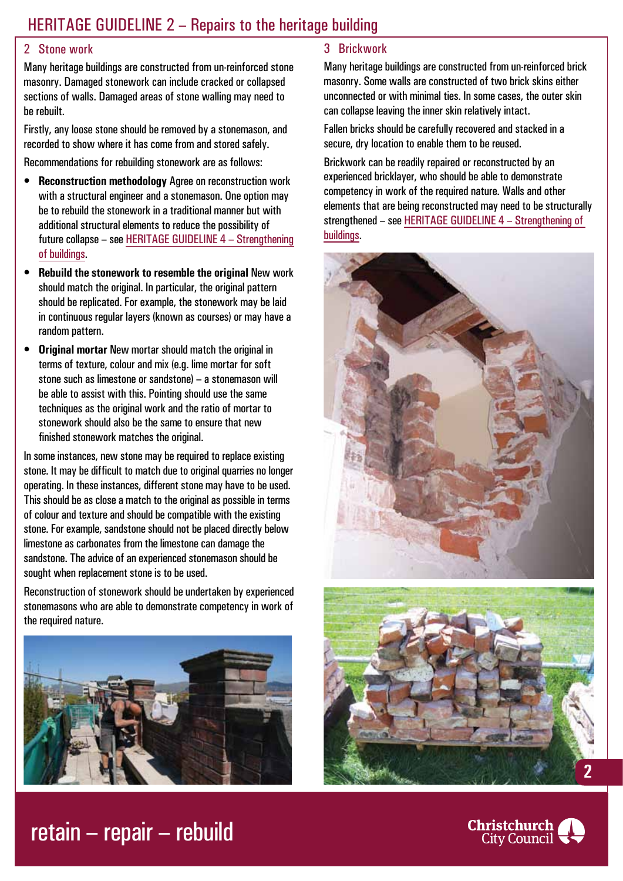# HERITAGE GUIDELINE 2 – Repairs to the heritage building

## 2 Stone work

Many heritage buildings are constructed from un-reinforced stone masonry. Damaged stonework can include cracked or collapsed sections of walls. Damaged areas of stone walling may need to be rebuilt.

Firstly, any loose stone should be removed by a stonemason, and recorded to show where it has come from and stored safely.

Recommendations for rebuilding stonework are as follows:

- **Reconstruction methodology** Agree on reconstruction work with a structural engineer and a stonemason. One option may be to rebuild the stonework in a traditional manner but with additional structural elements to reduce the possibility of future collapse – see HERITAGE GUIDELINE 4 – Strengthening of buildings.
- **Rebuild the stonework to resemble the original** New work should match the original. In particular, the original pattern should be replicated. For example, the stonework may be laid in continuous regular layers (known as courses) or may have a random pattern.
- **Original mortar** New mortar should match the original in terms of texture, colour and mix (e.g. lime mortar for soft stone such as limestone or sandstone) – a stonemason will be able to assist with this. Pointing should use the same techniques as the original work and the ratio of mortar to stonework should also be the same to ensure that new finished stonework matches the original.

In some instances, new stone may be required to replace existing stone. It may be difficult to match due to original quarries no longer operating. In these instances, different stone may have to be used. This should be as close a match to the original as possible in terms of colour and texture and should be compatible with the existing stone. For example, sandstone should not be placed directly below limestone as carbonates from the limestone can damage the sandstone. The advice of an experienced stonemason should be sought when replacement stone is to be used.

Reconstruction of stonework should be undertaken by experienced stonemasons who are able to demonstrate competency in work of the required nature.

## 3 Brickwork

Many heritage buildings are constructed from un-reinforced brick masonry. Some walls are constructed of two brick skins either unconnected or with minimal ties. In some cases, the outer skin can collapse leaving the inner skin relatively intact.

Fallen bricks should be carefully recovered and stacked in a secure, dry location to enable them to be reused.

Brickwork can be readily repaired or reconstructed by an experienced bricklayer, who should be able to demonstrate competency in work of the required nature. Walls and other elements that are being reconstructed may need to be structurally strengthened – see HERITAGE GUIDELINE 4 – Strengthening of buildings.

retain – repair – rebuild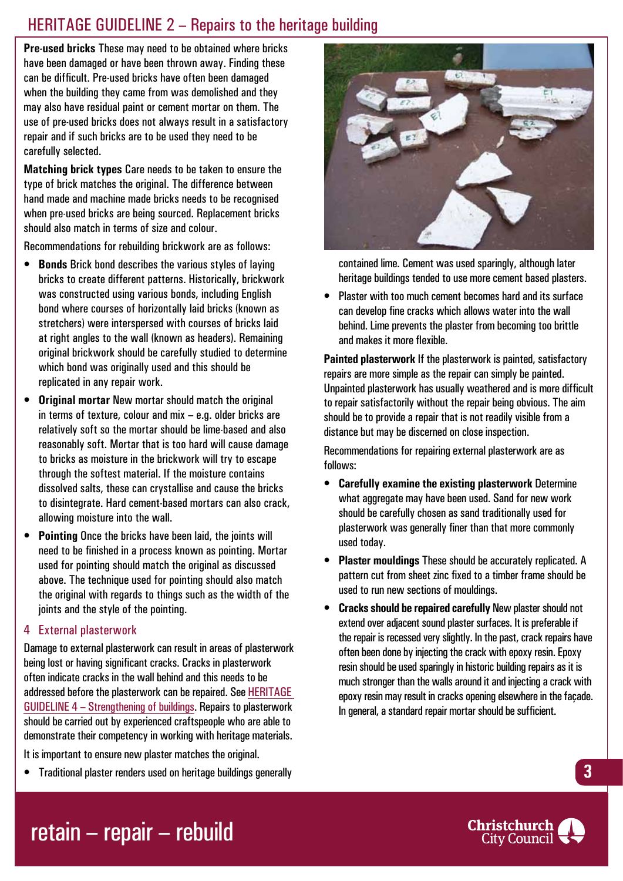**Pre-used bricks** These may need to be obtained where bricks have been damaged or have been thrown away. Finding these can be difficult. Pre-used bricks have often been damaged when the building they came from was demolished and they may also have residual paint or cement mortar on them. The use of pre-used bricks does not always result in a satisfactory repair and if such bricks are to be used they need to be carefully selected.

**Matching brick types** Care needs to be taken to ensure the type of brick matches the original. The difference between hand made and machine made bricks needs to be recognised when pre-used bricks are being sourced. Replacement bricks should also match in terms of size and colour.

Recommendations for rebuilding brickwork are as follows:

- **Bonds** Brick bond describes the various styles of laying bricks to create different patterns. Historically, brickwork was constructed using various bonds, including English bond where courses of horizontally laid bricks (known as stretchers) were interspersed with courses of bricks laid at right angles to the wall (known as headers). Remaining original brickwork should be carefully studied to determine which bond was originally used and this should be replicated in any repair work.
- **Original mortar** New mortar should match the original in terms of texture, colour and mix – e.g. older bricks are relatively soft so the mortar should be lime-based and also reasonably soft. Mortar that is too hard will cause damage to bricks as moisture in the brickwork will try to escape through the softest material. If the moisture contains dissolved salts, these can crystallise and cause the bricks to disintegrate. Hard cement-based mortars can also crack, allowing moisture into the wall.
- **Pointing** Once the bricks have been laid, the joints will need to be finished in a process known as pointing. Mortar used for pointing should match the original as discussed above. The technique used for pointing should also match the original with regards to things such as the width of the joints and the style of the pointing.

## 4 External plasterwork

Damage to external plasterwork can result in areas of plasterwork being lost or having significant cracks. Cracks in plasterwork often indicate cracks in the wall behind and this needs to be addressed before the plasterwork can be repaired. See HERITAGE GUIDELINE 4 – Strengthening of buildings. Repairs to plasterwork should be carried out by experienced craftspeople who are able to demonstrate their competency in working with heritage materials.

It is important to ensure new plaster matches the original.

- Traditional plaster renders used on heritage buildings generally contained lime. Cement was used sparingly, although later heritage buildings tended to use more cement based plasters.
- Plaster with too much cement becomes hard and its surface can develop fine cracks which allows water into the wall behind. Lime prevents the plaster from becoming too brittle and makes it more flexible.

**Painted plasterwork** If the plasterwork is painted, satisfactory repairs are more simple as the repair can simply be painted. Unpainted plasterwork has usually weathered and is more difficult to repair satisfactorily without the repair being obvious. The aim should be to provide a repair that is not readily visible from a distance but may be discerned on close inspection.

Recommendations for repairing external plasterwork are as follows:

- **Carefully examine the existing plasterwork** Determine what aggregate may have been used. Sand for new work should be carefully chosen as sand traditionally used for plasterwork was generally finer than that more commonly used today.
- **Plaster mouldings** These should be accurately replicated. A pattern cut from sheet zinc fixed to a timber frame should be used to run new sections of mouldings.
- **Cracks should be repaired carefully** New plaster should not extend over adjacent sound plaster surfaces. It is preferable if the repair is recessed very slightly. In the past, crack repairs have often been done by injecting the crack with epoxy resin. Epoxy resin should be used sparingly in historic building repairs as it is much stronger than the walls around it and injecting a crack with epoxy resin may result in cracks opening elsewhere in the façade. In general, a standard repair mortar should be sufficient.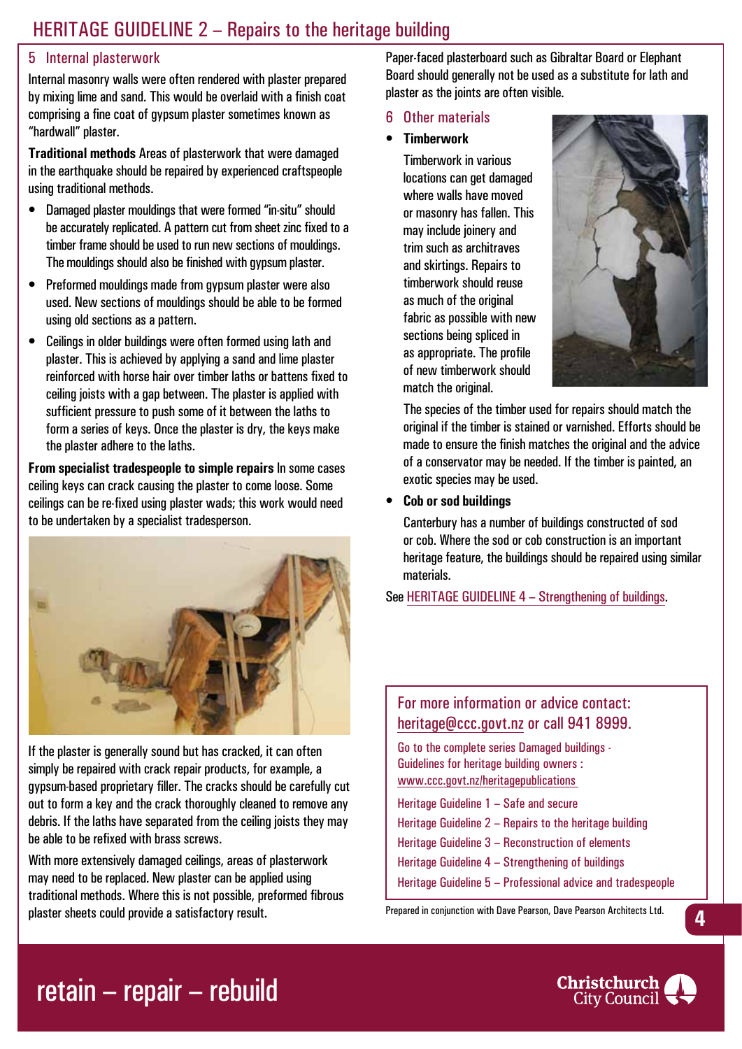# HERITAGE GUIDELINE 2 – Repairs to the heritage building

## 5 Internal plasterwork

Internal masonry walls were often rendered with plaster prepared by mixing lime and sand. This would be overlaid with a finish coat comprising a fine coat of gypsum plaster sometimes known as "hardwall" plaster.

**Traditional methods** Areas of plasterwork that were damaged in the earthquake should be repaired by experienced craftspeople using traditional methods.

- Damaged plaster mouldings that were formed "in-situ" should be accurately replicated. A pattern cut from sheet zinc fixed to a timber frame should be used to run new sections of mouldings. The mouldings should also be finished with gypsum plaster.
- Preformed mouldings made from gypsum plaster were also used. New sections of mouldings should be able to be formed using old sections as a pattern.
- Ceilings in older buildings were often formed using lath and plaster. This is achieved by applying a sand and lime plaster reinforced with horse hair over timber laths or battens fixed to ceiling joists with a gap between. The plaster is applied with sufficient pressure to push some of it between the laths to form a series of keys. Once the plaster is dry, the keys make the plaster adhere to the laths.

**From specialist tradespeople to simple repairs** In some cases ceiling keys can crack causing the plaster to come loose. Some ceilings can be re-fixed using plaster wads; this work would need to be undertaken by a specialist tradesperson.

If the plaster is generally sound but has cracked, it can often simply be repaired with crack repair products, for example, a gypsum-based proprietary filler. The cracks should be carefully cut out to form a key and the crack thoroughly cleaned to remove any debris. If the laths have separated from the ceiling joists they may be able to be refixed with brass screws.

With more extensively damaged ceilings, areas of plasterwork may need to be replaced. New plaster can be applied using traditional methods. Where this is not possible, preformed fibrous plaster sheets could provide a satisfactory result.

Paper-faced plasterboard such as Gibraltar Board or Elephant Board should generally not be used as a substitute for lath and plaster as the joints are often visible.

## 6 Other materials

- **Timberwork**

  Timberwork in various locations can get damaged where walls have moved or masonry has fallen. This may include joinery and trim such as architraves and skirtings. Repairs to timberwork should reuse as much of the original fabric as possible with new sections being spliced in as appropriate. The profile of new timberwork should match the original.

  The species of the timber used for repairs should match the original if the timber is stained or varnished. Efforts should be made to ensure the finish matches the original and the advice of a conservator may be needed. If the timber is painted, an exotic species may be used.

- **Cob or sod buildings**

  Canterbury has a number of buildings constructed of sod or cob. Where the sod or cob construction is an important heritage feature, the buildings should be repaired using similar materials.

See HERITAGE GUIDELINE 4 – Strengthening of buildings.

For more information or advice contact:
heritage@ccc.govt.nz or call 941 8999.

Go to the complete series Damaged buildings - Guidelines for heritage building owners :
www.ccc.govt.nz/heritagepublications

Heritage Guideline 1 – Safe and secure
Heritage Guideline 2 – Repairs to the heritage building
Heritage Guideline 3 – Reconstruction of elements
Heritage Guideline 4 – Strengthening of buildings
Heritage Guideline 5 – Professional advice and tradespeople

Prepared in conjunction with Dave Pearson, Dave Pearson Architects Ltd.

retain – repair – rebuild

Christchurch City Council